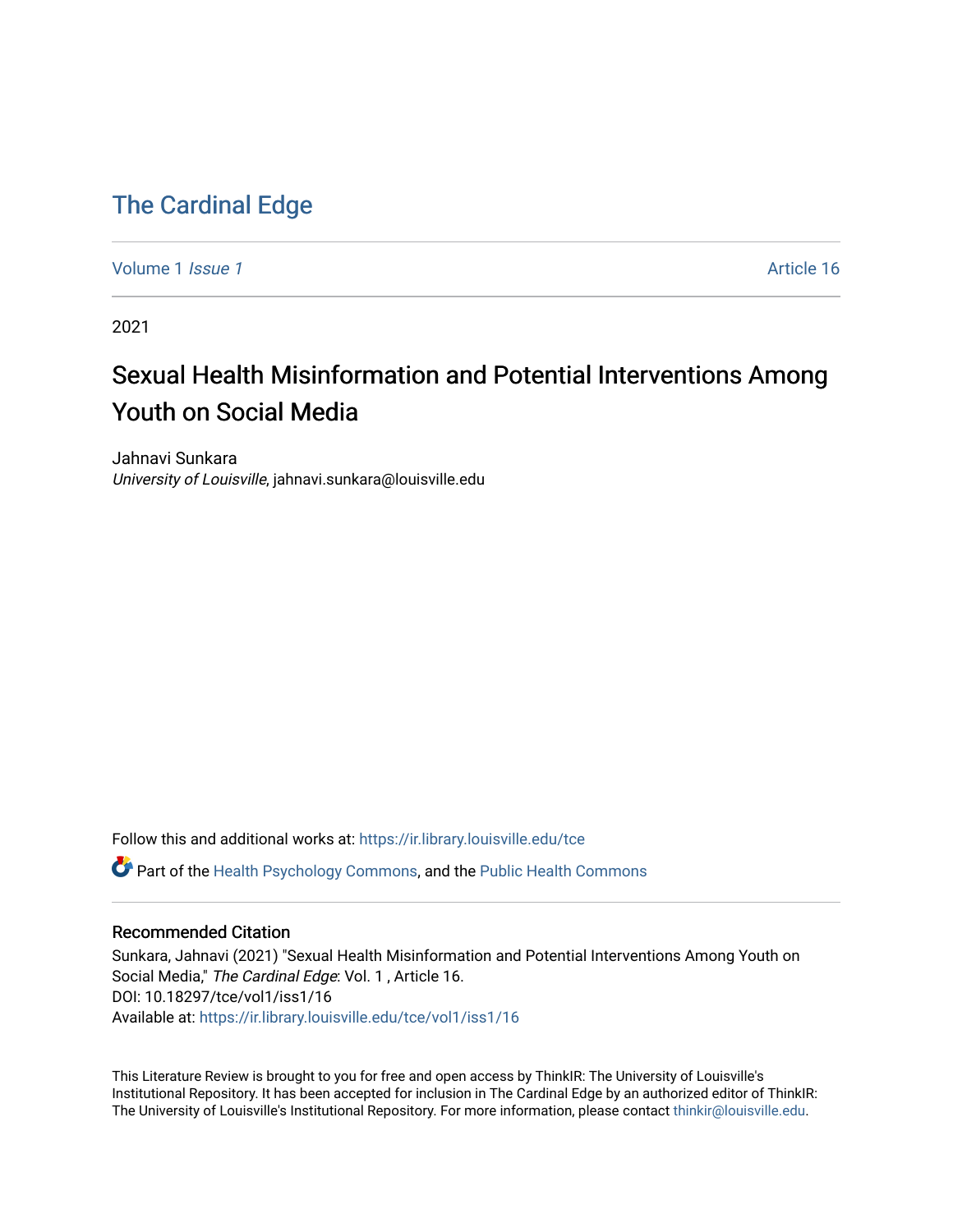# The Cardinal Edge

Volume 1 *Issue 1* Article 16

2021

# Sexual Health Misinformation and Potential Interventions Among Youth on Social Media

Jahnavi Sunkara
*University of Louisville*, jahnavi.sunkara@louisville.edu

Follow this and additional works at: https://ir.library.louisville.edu/tce

Part of the Health Psychology Commons, and the Public Health Commons

## Recommended Citation

Sunkara, Jahnavi (2021) "Sexual Health Misinformation and Potential Interventions Among Youth on Social Media," *The Cardinal Edge*: Vol. 1 , Article 16.
DOI: 10.18297/tce/vol1/iss1/16
Available at: https://ir.library.louisville.edu/tce/vol1/iss1/16

This Literature Review is brought to you for free and open access by ThinkIR: The University of Louisville's Institutional Repository. It has been accepted for inclusion in The Cardinal Edge by an authorized editor of ThinkIR: The University of Louisville's Institutional Repository. For more information, please contact thinkir@louisville.edu.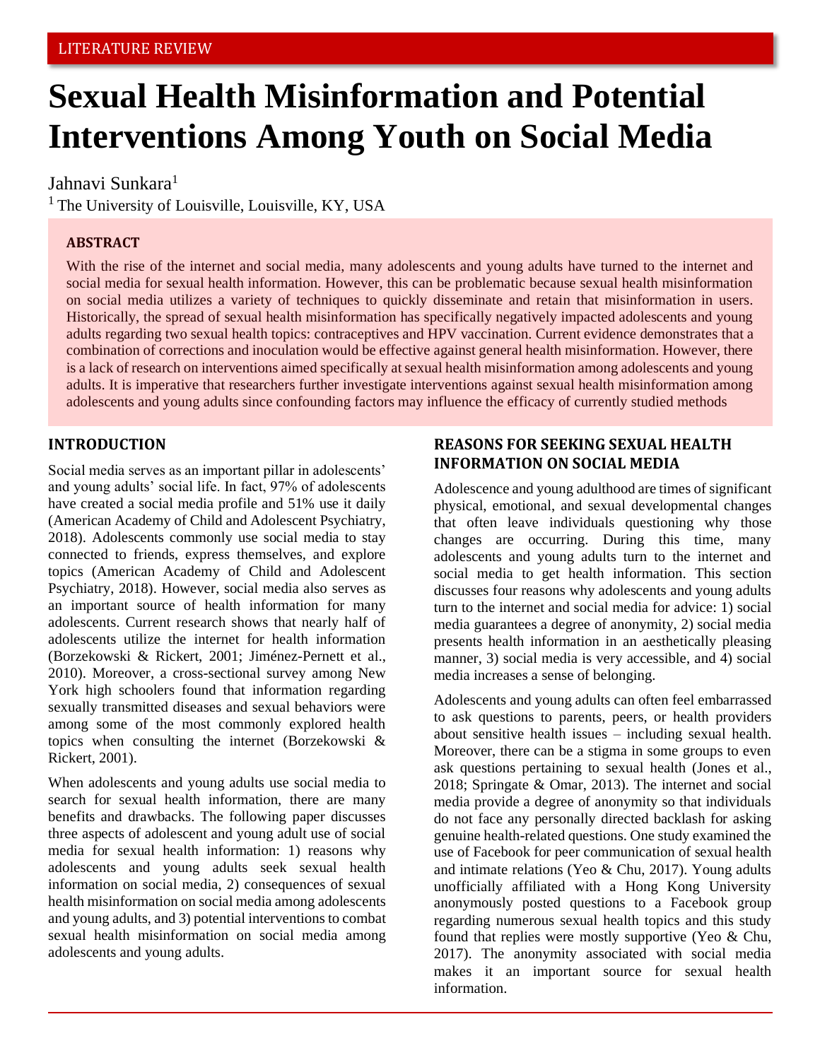LITERATURE REVIEW

# Sexual Health Misinformation and Potential Interventions Among Youth on Social Media

Jahnavi Sunkara[1]

[1] The University of Louisville, Louisville, KY, USA

**ABSTRACT**

With the rise of the internet and social media, many adolescents and young adults have turned to the internet and social media for sexual health information. However, this can be problematic because sexual health misinformation on social media utilizes a variety of techniques to quickly disseminate and retain that misinformation in users. Historically, the spread of sexual health misinformation has specifically negatively impacted adolescents and young adults regarding two sexual health topics: contraceptives and HPV vaccination. Current evidence demonstrates that a combination of corrections and inoculation would be effective against general health misinformation. However, there is a lack of research on interventions aimed specifically at sexual health misinformation among adolescents and young adults. It is imperative that researchers further investigate interventions against sexual health misinformation among adolescents and young adults since confounding factors may influence the efficacy of currently studied methods

## INTRODUCTION

Social media serves as an important pillar in adolescents' and young adults' social life. In fact, 97% of adolescents have created a social media profile and 51% use it daily (American Academy of Child and Adolescent Psychiatry, 2018). Adolescents commonly use social media to stay connected to friends, express themselves, and explore topics (American Academy of Child and Adolescent Psychiatry, 2018). However, social media also serves as an important source of health information for many adolescents. Current research shows that nearly half of adolescents utilize the internet for health information (Borzekowski & Rickert, 2001; Jiménez-Pernett et al., 2010). Moreover, a cross-sectional survey among New York high schoolers found that information regarding sexually transmitted diseases and sexual behaviors were among some of the most commonly explored health topics when consulting the internet (Borzekowski & Rickert, 2001).

When adolescents and young adults use social media to search for sexual health information, there are many benefits and drawbacks. The following paper discusses three aspects of adolescent and young adult use of social media for sexual health information: 1) reasons why adolescents and young adults seek sexual health information on social media, 2) consequences of sexual health misinformation on social media among adolescents and young adults, and 3) potential interventions to combat sexual health misinformation on social media among adolescents and young adults.

## REASONS FOR SEEKING SEXUAL HEALTH INFORMATION ON SOCIAL MEDIA

Adolescence and young adulthood are times of significant physical, emotional, and sexual developmental changes that often leave individuals questioning why those changes are occurring. During this time, many adolescents and young adults turn to the internet and social media to get health information. This section discusses four reasons why adolescents and young adults turn to the internet and social media for advice: 1) social media guarantees a degree of anonymity, 2) social media presents health information in an aesthetically pleasing manner, 3) social media is very accessible, and 4) social media increases a sense of belonging.

Adolescents and young adults can often feel embarrassed to ask questions to parents, peers, or health providers about sensitive health issues – including sexual health. Moreover, there can be a stigma in some groups to even ask questions pertaining to sexual health (Jones et al., 2018; Springate & Omar, 2013). The internet and social media provide a degree of anonymity so that individuals do not face any personally directed backlash for asking genuine health-related questions. One study examined the use of Facebook for peer communication of sexual health and intimate relations (Yeo & Chu, 2017). Young adults unofficially affiliated with a Hong Kong University anonymously posted questions to a Facebook group regarding numerous sexual health topics and this study found that replies were mostly supportive (Yeo & Chu, 2017). The anonymity associated with social media makes it an important source for sexual health information.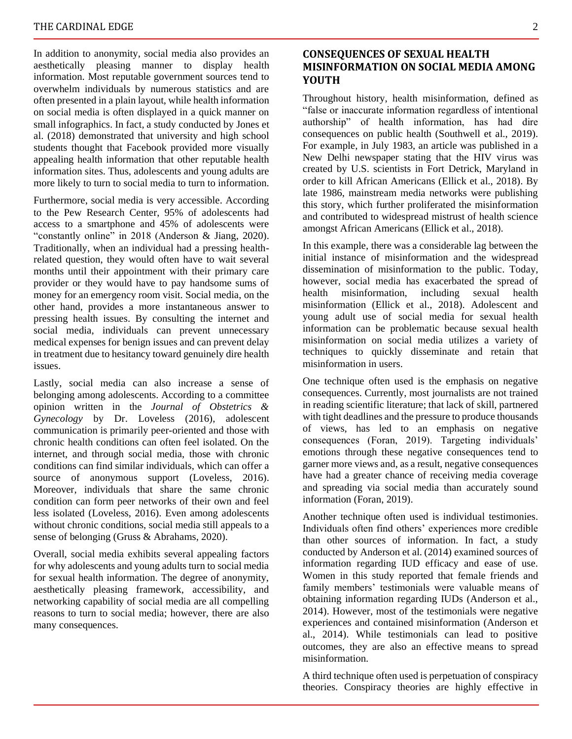In addition to anonymity, social media also provides an aesthetically pleasing manner to display health information. Most reputable government sources tend to overwhelm individuals by numerous statistics and are often presented in a plain layout, while health information on social media is often displayed in a quick manner on small infographics. In fact, a study conducted by Jones et al. (2018) demonstrated that university and high school students thought that Facebook provided more visually appealing health information that other reputable health information sites. Thus, adolescents and young adults are more likely to turn to social media to turn to information.

Furthermore, social media is very accessible. According to the Pew Research Center, 95% of adolescents had access to a smartphone and 45% of adolescents were "constantly online" in 2018 (Anderson & Jiang, 2020). Traditionally, when an individual had a pressing health-related question, they would often have to wait several months until their appointment with their primary care provider or they would have to pay handsome sums of money for an emergency room visit. Social media, on the other hand, provides a more instantaneous answer to pressing health issues. By consulting the internet and social media, individuals can prevent unnecessary medical expenses for benign issues and can prevent delay in treatment due to hesitancy toward genuinely dire health issues.

Lastly, social media can also increase a sense of belonging among adolescents. According to a committee opinion written in the *Journal of Obstetrics & Gynecology* by Dr. Loveless (2016), adolescent communication is primarily peer-oriented and those with chronic health conditions can often feel isolated. On the internet, and through social media, those with chronic conditions can find similar individuals, which can offer a source of anonymous support (Loveless, 2016). Moreover, individuals that share the same chronic condition can form peer networks of their own and feel less isolated (Loveless, 2016). Even among adolescents without chronic conditions, social media still appeals to a sense of belonging (Gruss & Abrahams, 2020).

Overall, social media exhibits several appealing factors for why adolescents and young adults turn to social media for sexual health information. The degree of anonymity, aesthetically pleasing framework, accessibility, and networking capability of social media are all compelling reasons to turn to social media; however, there are also many consequences.

## CONSEQUENCES OF SEXUAL HEALTH MISINFORMATION ON SOCIAL MEDIA AMONG YOUTH

Throughout history, health misinformation, defined as "false or inaccurate information regardless of intentional authorship" of health information, has had dire consequences on public health (Southwell et al., 2019). For example, in July 1983, an article was published in a New Delhi newspaper stating that the HIV virus was created by U.S. scientists in Fort Detrick, Maryland in order to kill African Americans (Ellick et al., 2018). By late 1986, mainstream media networks were publishing this story, which further proliferated the misinformation and contributed to widespread mistrust of health science amongst African Americans (Ellick et al., 2018).

In this example, there was a considerable lag between the initial instance of misinformation and the widespread dissemination of misinformation to the public. Today, however, social media has exacerbated the spread of health misinformation, including sexual health misinformation (Ellick et al., 2018). Adolescent and young adult use of social media for sexual health information can be problematic because sexual health misinformation on social media utilizes a variety of techniques to quickly disseminate and retain that misinformation in users.

One technique often used is the emphasis on negative consequences. Currently, most journalists are not trained in reading scientific literature; that lack of skill, partnered with tight deadlines and the pressure to produce thousands of views, has led to an emphasis on negative consequences (Foran, 2019). Targeting individuals' emotions through these negative consequences tend to garner more views and, as a result, negative consequences have had a greater chance of receiving media coverage and spreading via social media than accurately sound information (Foran, 2019).

Another technique often used is individual testimonies. Individuals often find others' experiences more credible than other sources of information. In fact, a study conducted by Anderson et al. (2014) examined sources of information regarding IUD efficacy and ease of use. Women in this study reported that female friends and family members' testimonials were valuable means of obtaining information regarding IUDs (Anderson et al., 2014). However, most of the testimonials were negative experiences and contained misinformation (Anderson et al., 2014). While testimonials can lead to positive outcomes, they are also an effective means to spread misinformation.

A third technique often used is perpetuation of conspiracy theories. Conspiracy theories are highly effective in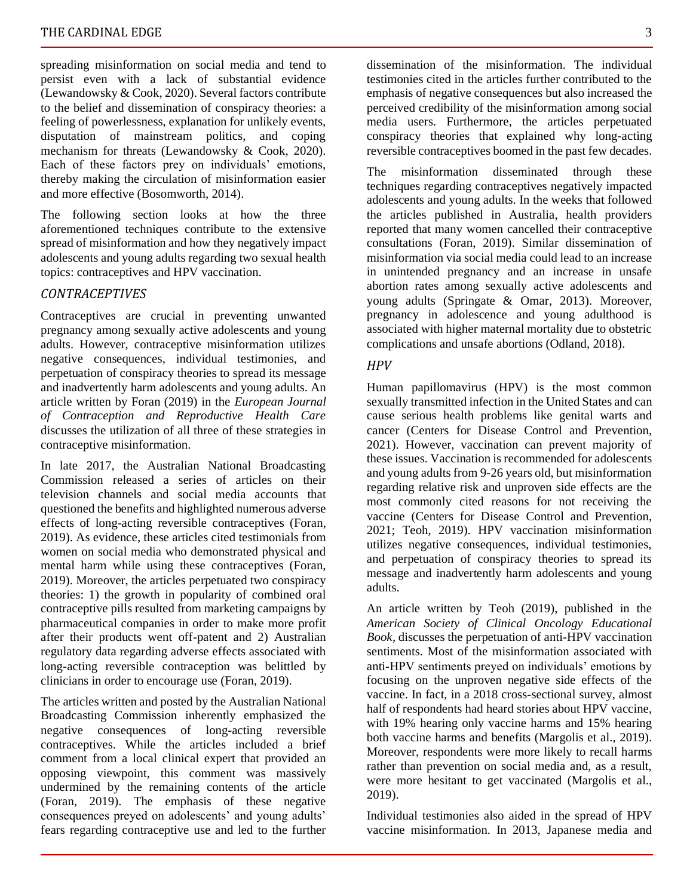spreading misinformation on social media and tend to persist even with a lack of substantial evidence (Lewandowsky & Cook, 2020). Several factors contribute to the belief and dissemination of conspiracy theories: a feeling of powerlessness, explanation for unlikely events, disputation of mainstream politics, and coping mechanism for threats (Lewandowsky & Cook, 2020). Each of these factors prey on individuals' emotions, thereby making the circulation of misinformation easier and more effective (Bosomworth, 2014).

The following section looks at how the three aforementioned techniques contribute to the extensive spread of misinformation and how they negatively impact adolescents and young adults regarding two sexual health topics: contraceptives and HPV vaccination.

### *CONTRACEPTIVES*

Contraceptives are crucial in preventing unwanted pregnancy among sexually active adolescents and young adults. However, contraceptive misinformation utilizes negative consequences, individual testimonies, and perpetuation of conspiracy theories to spread its message and inadvertently harm adolescents and young adults. An article written by Foran (2019) in the *European Journal of Contraception and Reproductive Health Care* discusses the utilization of all three of these strategies in contraceptive misinformation.

In late 2017, the Australian National Broadcasting Commission released a series of articles on their television channels and social media accounts that questioned the benefits and highlighted numerous adverse effects of long-acting reversible contraceptives (Foran, 2019). As evidence, these articles cited testimonials from women on social media who demonstrated physical and mental harm while using these contraceptives (Foran, 2019). Moreover, the articles perpetuated two conspiracy theories: 1) the growth in popularity of combined oral contraceptive pills resulted from marketing campaigns by pharmaceutical companies in order to make more profit after their products went off-patent and 2) Australian regulatory data regarding adverse effects associated with long-acting reversible contraception was belittled by clinicians in order to encourage use (Foran, 2019).

The articles written and posted by the Australian National Broadcasting Commission inherently emphasized the negative consequences of long-acting reversible contraceptives. While the articles included a brief comment from a local clinical expert that provided an opposing viewpoint, this comment was massively undermined by the remaining contents of the article (Foran, 2019). The emphasis of these negative consequences preyed on adolescents' and young adults' fears regarding contraceptive use and led to the further dissemination of the misinformation. The individual testimonies cited in the articles further contributed to the emphasis of negative consequences but also increased the perceived credibility of the misinformation among social media users. Furthermore, the articles perpetuated conspiracy theories that explained why long-acting reversible contraceptives boomed in the past few decades.

The misinformation disseminated through these techniques regarding contraceptives negatively impacted adolescents and young adults. In the weeks that followed the articles published in Australia, health providers reported that many women cancelled their contraceptive consultations (Foran, 2019). Similar dissemination of misinformation via social media could lead to an increase in unintended pregnancy and an increase in unsafe abortion rates among sexually active adolescents and young adults (Springate & Omar, 2013). Moreover, pregnancy in adolescence and young adulthood is associated with higher maternal mortality due to obstetric complications and unsafe abortions (Odland, 2018).

### *HPV*

Human papillomavirus (HPV) is the most common sexually transmitted infection in the United States and can cause serious health problems like genital warts and cancer (Centers for Disease Control and Prevention, 2021). However, vaccination can prevent majority of these issues. Vaccination is recommended for adolescents and young adults from 9-26 years old, but misinformation regarding relative risk and unproven side effects are the most commonly cited reasons for not receiving the vaccine (Centers for Disease Control and Prevention, 2021; Teoh, 2019). HPV vaccination misinformation utilizes negative consequences, individual testimonies, and perpetuation of conspiracy theories to spread its message and inadvertently harm adolescents and young adults.

An article written by Teoh (2019), published in the *American Society of Clinical Oncology Educational Book*, discusses the perpetuation of anti-HPV vaccination sentiments. Most of the misinformation associated with anti-HPV sentiments preyed on individuals' emotions by focusing on the unproven negative side effects of the vaccine. In fact, in a 2018 cross-sectional survey, almost half of respondents had heard stories about HPV vaccine, with 19% hearing only vaccine harms and 15% hearing both vaccine harms and benefits (Margolis et al., 2019). Moreover, respondents were more likely to recall harms rather than prevention on social media and, as a result, were more hesitant to get vaccinated (Margolis et al., 2019).

Individual testimonies also aided in the spread of HPV vaccine misinformation. In 2013, Japanese media and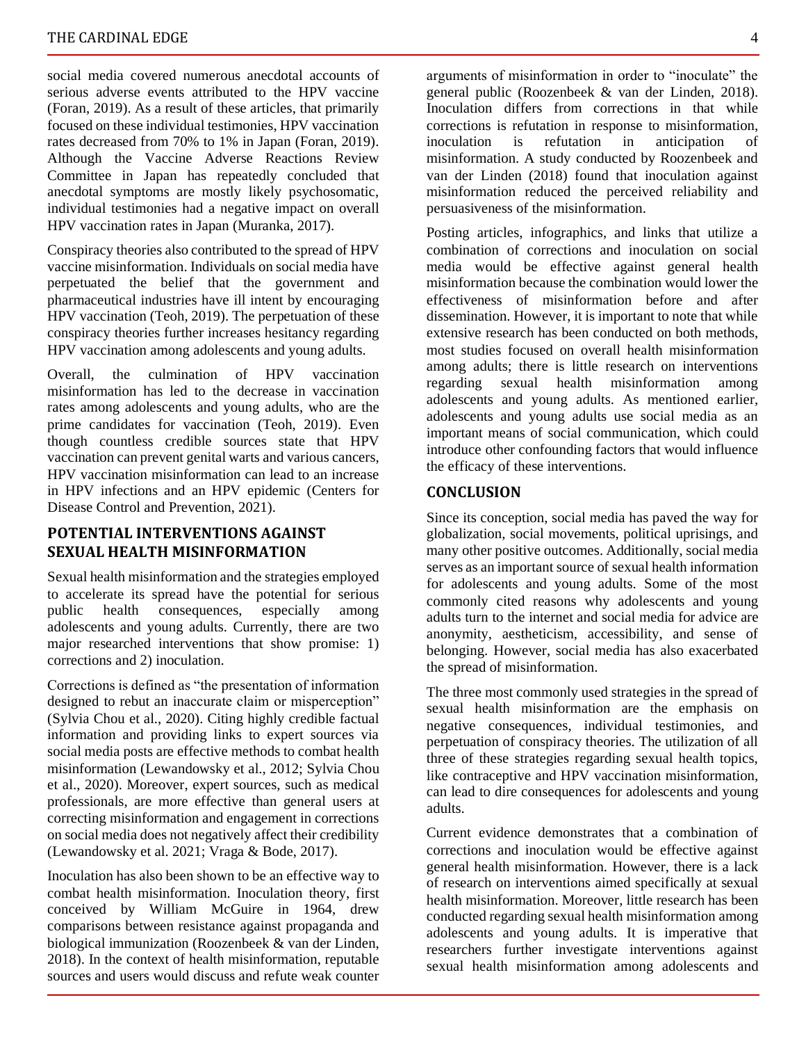social media covered numerous anecdotal accounts of serious adverse events attributed to the HPV vaccine (Foran, 2019). As a result of these articles, that primarily focused on these individual testimonies, HPV vaccination rates decreased from 70% to 1% in Japan (Foran, 2019). Although the Vaccine Adverse Reactions Review Committee in Japan has repeatedly concluded that anecdotal symptoms are mostly likely psychosomatic, individual testimonies had a negative impact on overall HPV vaccination rates in Japan (Muranka, 2017).

Conspiracy theories also contributed to the spread of HPV vaccine misinformation. Individuals on social media have perpetuated the belief that the government and pharmaceutical industries have ill intent by encouraging HPV vaccination (Teoh, 2019). The perpetuation of these conspiracy theories further increases hesitancy regarding HPV vaccination among adolescents and young adults.

Overall, the culmination of HPV vaccination misinformation has led to the decrease in vaccination rates among adolescents and young adults, who are the prime candidates for vaccination (Teoh, 2019). Even though countless credible sources state that HPV vaccination can prevent genital warts and various cancers, HPV vaccination misinformation can lead to an increase in HPV infections and an HPV epidemic (Centers for Disease Control and Prevention, 2021).

## POTENTIAL INTERVENTIONS AGAINST SEXUAL HEALTH MISINFORMATION

Sexual health misinformation and the strategies employed to accelerate its spread have the potential for serious public health consequences, especially among adolescents and young adults. Currently, there are two major researched interventions that show promise: 1) corrections and 2) inoculation.

Corrections is defined as "the presentation of information designed to rebut an inaccurate claim or misperception" (Sylvia Chou et al., 2020). Citing highly credible factual information and providing links to expert sources via social media posts are effective methods to combat health misinformation (Lewandowsky et al., 2012; Sylvia Chou et al., 2020). Moreover, expert sources, such as medical professionals, are more effective than general users at correcting misinformation and engagement in corrections on social media does not negatively affect their credibility (Lewandowsky et al. 2021; Vraga & Bode, 2017).

Inoculation has also been shown to be an effective way to combat health misinformation. Inoculation theory, first conceived by William McGuire in 1964, drew comparisons between resistance against propaganda and biological immunization (Roozenbeek & van der Linden, 2018). In the context of health misinformation, reputable sources and users would discuss and refute weak counter arguments of misinformation in order to "inoculate" the general public (Roozenbeek & van der Linden, 2018). Inoculation differs from corrections in that while corrections is refutation in response to misinformation, inoculation is refutation in anticipation of misinformation. A study conducted by Roozenbeek and van der Linden (2018) found that inoculation against misinformation reduced the perceived reliability and persuasiveness of the misinformation.

Posting articles, infographics, and links that utilize a combination of corrections and inoculation on social media would be effective against general health misinformation because the combination would lower the effectiveness of misinformation before and after dissemination. However, it is important to note that while extensive research has been conducted on both methods, most studies focused on overall health misinformation among adults; there is little research on interventions regarding sexual health misinformation among adolescents and young adults. As mentioned earlier, adolescents and young adults use social media as an important means of social communication, which could introduce other confounding factors that would influence the efficacy of these interventions.

## CONCLUSION

Since its conception, social media has paved the way for globalization, social movements, political uprisings, and many other positive outcomes. Additionally, social media serves as an important source of sexual health information for adolescents and young adults. Some of the most commonly cited reasons why adolescents and young adults turn to the internet and social media for advice are anonymity, aestheticism, accessibility, and sense of belonging. However, social media has also exacerbated the spread of misinformation.

The three most commonly used strategies in the spread of sexual health misinformation are the emphasis on negative consequences, individual testimonies, and perpetuation of conspiracy theories. The utilization of all three of these strategies regarding sexual health topics, like contraceptive and HPV vaccination misinformation, can lead to dire consequences for adolescents and young adults.

Current evidence demonstrates that a combination of corrections and inoculation would be effective against general health misinformation. However, there is a lack of research on interventions aimed specifically at sexual health misinformation. Moreover, little research has been conducted regarding sexual health misinformation among adolescents and young adults. It is imperative that researchers further investigate interventions against sexual health misinformation among adolescents and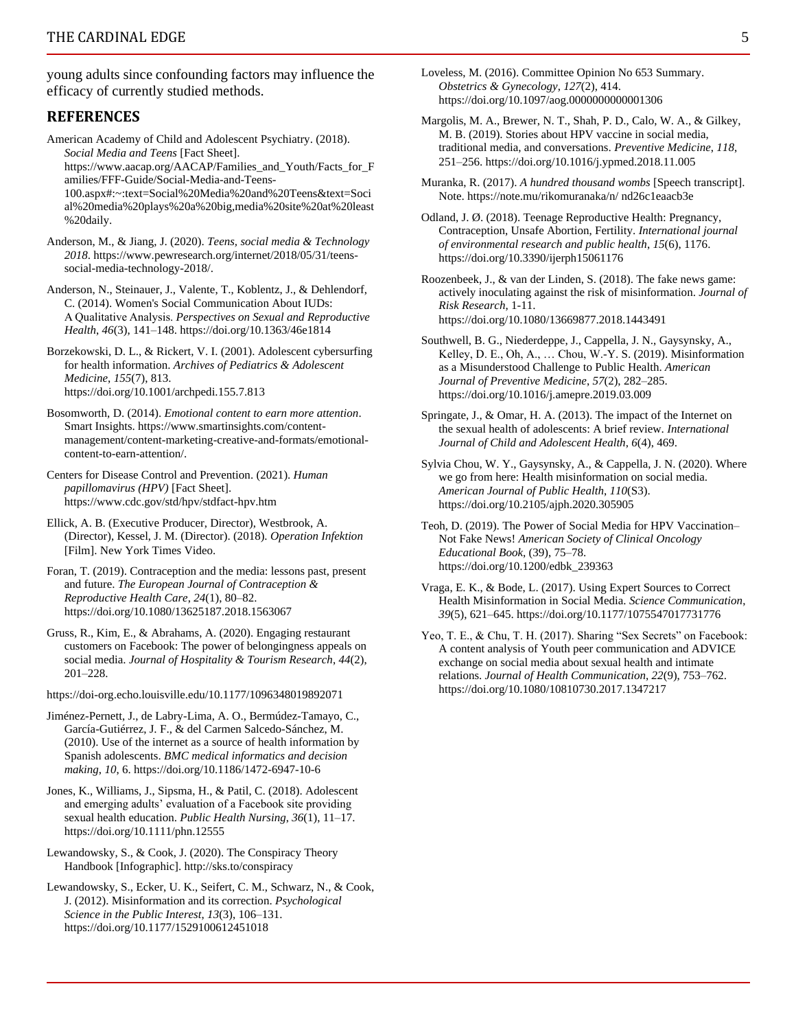young adults since confounding factors may influence the efficacy of currently studied methods.

## REFERENCES

American Academy of Child and Adolescent Psychiatry. (2018). *Social Media and Teens* [Fact Sheet]. https://www.aacap.org/AACAP/Families_and_Youth/Facts_for_Families/FFF-Guide/Social-Media-and-Teens-100.aspx#:~:text=Social%20Media%20and%20Teens&text=Social%20media%20plays%20a%20big,media%20site%20at%20least%20daily.

Anderson, M., & Jiang, J. (2020). *Teens, social media & Technology 2018*. https://www.pewresearch.org/internet/2018/05/31/teens-social-media-technology-2018/.

Anderson, N., Steinauer, J., Valente, T., Koblentz, J., & Dehlendorf, C. (2014). Women's Social Communication About IUDs: A Qualitative Analysis. *Perspectives on Sexual and Reproductive Health*, *46*(3), 141–148. https://doi.org/10.1363/46e1814

Borzekowski, D. L., & Rickert, V. I. (2001). Adolescent cybersurfing for health information. *Archives of Pediatrics & Adolescent Medicine*, *155*(7), 813. https://doi.org/10.1001/archpedi.155.7.813

Bosomworth, D. (2014). *Emotional content to earn more attention*. Smart Insights. https://www.smartinsights.com/content-management/content-marketing-creative-and-formats/emotional-content-to-earn-attention/.

Centers for Disease Control and Prevention. (2021). *Human papillomavirus (HPV)* [Fact Sheet]. https://www.cdc.gov/std/hpv/stdfact-hpv.htm

Ellick, A. B. (Executive Producer, Director), Westbrook, A. (Director), Kessel, J. M. (Director). (2018). *Operation Infektion* [Film]. New York Times Video.

Foran, T. (2019). Contraception and the media: lessons past, present and future. *The European Journal of Contraception & Reproductive Health Care*, *24*(1), 80–82. https://doi.org/10.1080/13625187.2018.1563067

Gruss, R., Kim, E., & Abrahams, A. (2020). Engaging restaurant customers on Facebook: The power of belongingness appeals on social media. *Journal of Hospitality & Tourism Research*, *44*(2), 201–228.

https://doi-org.echo.louisville.edu/10.1177/1096348019892071

Jiménez-Pernett, J., de Labry-Lima, A. O., Bermúdez-Tamayo, C., García-Gutiérrez, J. F., & del Carmen Salcedo-Sánchez, M. (2010). Use of the internet as a source of health information by Spanish adolescents. *BMC medical informatics and decision making*, *10*, 6. https://doi.org/10.1186/1472-6947-10-6

Jones, K., Williams, J., Sipsma, H., & Patil, C. (2018). Adolescent and emerging adults' evaluation of a Facebook site providing sexual health education. *Public Health Nursing*, *36*(1), 11–17. https://doi.org/10.1111/phn.12555

Lewandowsky, S., & Cook, J. (2020). The Conspiracy Theory Handbook [Infographic]. http://sks.to/conspiracy

Lewandowsky, S., Ecker, U. K., Seifert, C. M., Schwarz, N., & Cook, J. (2012). Misinformation and its correction. *Psychological Science in the Public Interest*, *13*(3), 106–131. https://doi.org/10.1177/1529100612451018

Loveless, M. (2016). Committee Opinion No 653 Summary. *Obstetrics & Gynecology*, *127*(2), 414. https://doi.org/10.1097/aog.0000000000001306

Margolis, M. A., Brewer, N. T., Shah, P. D., Calo, W. A., & Gilkey, M. B. (2019). Stories about HPV vaccine in social media, traditional media, and conversations. *Preventive Medicine*, *118*, 251–256. https://doi.org/10.1016/j.ypmed.2018.11.005

Muranka, R. (2017). *A hundred thousand wombs* [Speech transcript]. Note. https://note.mu/rikomuranaka/n/ nd26c1eaacb3e

Odland, J. Ø. (2018). Teenage Reproductive Health: Pregnancy, Contraception, Unsafe Abortion, Fertility. *International journal of environmental research and public health*, *15*(6), 1176. https://doi.org/10.3390/ijerph15061176

Roozenbeek, J., & van der Linden, S. (2018). The fake news game: actively inoculating against the risk of misinformation. *Journal of Risk Research*, 1-11. https://doi.org/10.1080/13669877.2018.1443491

Southwell, B. G., Niederdeppe, J., Cappella, J. N., Gaysynsky, A., Kelley, D. E., Oh, A., … Chou, W.-Y. S. (2019). Misinformation as a Misunderstood Challenge to Public Health. *American Journal of Preventive Medicine*, *57*(2), 282–285. https://doi.org/10.1016/j.amepre.2019.03.009

Springate, J., & Omar, H. A. (2013). The impact of the Internet on the sexual health of adolescents: A brief review. *International Journal of Child and Adolescent Health*, *6*(4), 469.

Sylvia Chou, W. Y., Gaysynsky, A., & Cappella, J. N. (2020). Where we go from here: Health misinformation on social media. *American Journal of Public Health*, *110*(S3). https://doi.org/10.2105/ajph.2020.305905

Teoh, D. (2019). The Power of Social Media for HPV Vaccination– Not Fake News! *American Society of Clinical Oncology Educational Book*, (39), 75–78. https://doi.org/10.1200/edbk_239363

Vraga, E. K., & Bode, L. (2017). Using Expert Sources to Correct Health Misinformation in Social Media. *Science Communication*, *39*(5), 621–645. https://doi.org/10.1177/1075547017731776

Yeo, T. E., & Chu, T. H. (2017). Sharing "Sex Secrets" on Facebook: A content analysis of Youth peer communication and ADVICE exchange on social media about sexual health and intimate relations. *Journal of Health Communication*, *22*(9), 753–762. https://doi.org/10.1080/10810730.2017.1347217